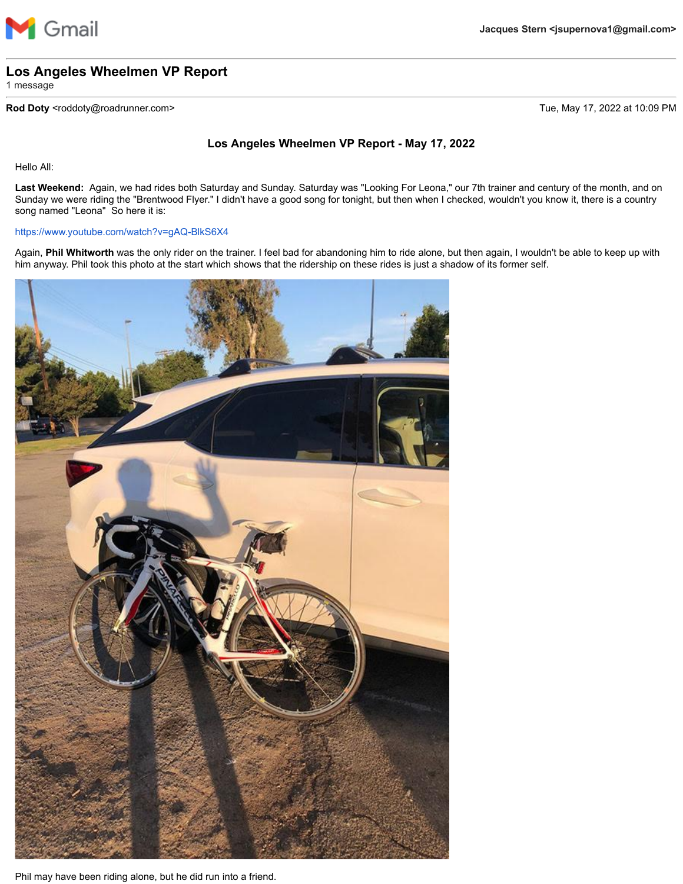Gmail

Jacques Stern <jsupernova1@gmail.com>

# Los Angeles Wheelmen VP Report

1 message

**Rod Doty** <roddoty@roadrunner.com> Tue, May 17, 2022 at 10:09 PM

## Los Angeles Wheelmen VP Report - May 17, 2022

Hello All:

**Last Weekend:** Again, we had rides both Saturday and Sunday. Saturday was "Looking For Leona," our 7th trainer and century of the month, and on Sunday we were riding the "Brentwood Flyer." I didn't have a good song for tonight, but then when I checked, wouldn't you know it, there is a country song named "Leona" So here it is:

https://www.youtube.com/watch?v=gAQ-BlkS6X4

Again, **Phil Whitworth** was the only rider on the trainer. I feel bad for abandoning him to ride alone, but then again, I wouldn't be able to keep up with him anyway. Phil took this photo at the start which shows that the ridership on these rides is just a shadow of its former self.

Phil may have been riding alone, but he did run into a friend.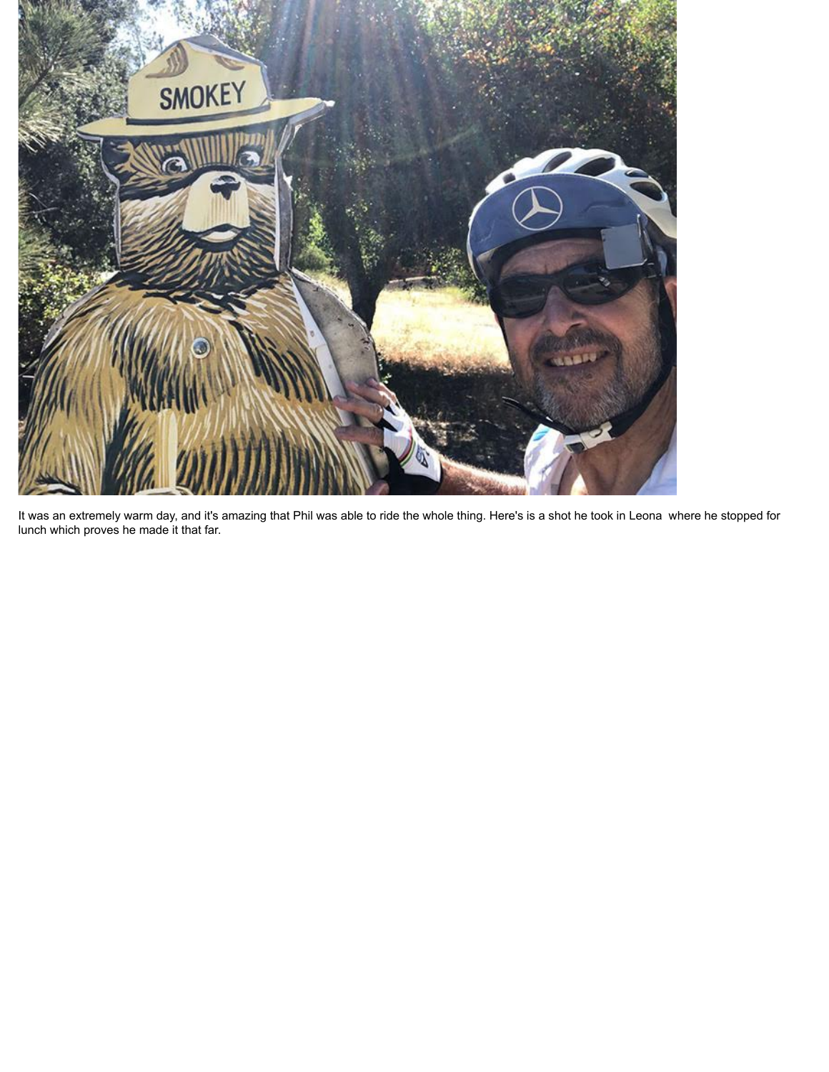It was an extremely warm day, and it's amazing that Phil was able to ride the whole thing. Here's is a shot he took in Leona  where he stopped for lunch which proves he made it that far.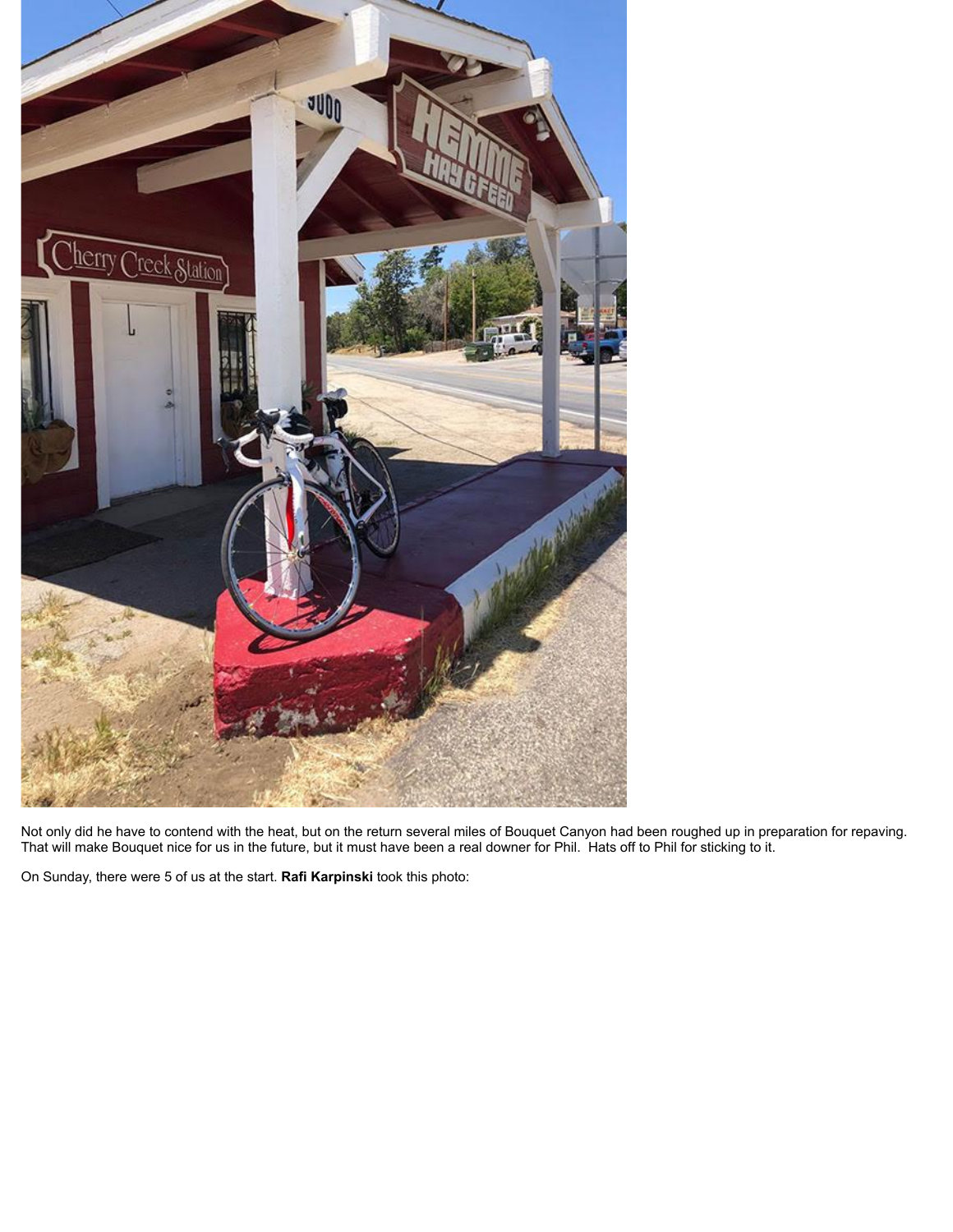Not only did he have to contend with the heat, but on the return several miles of Bouquet Canyon had been roughed up in preparation for repaving. That will make Bouquet nice for us in the future, but it must have been a real downer for Phil. Hats off to Phil for sticking to it.

On Sunday, there were 5 of us at the start. **Rafi Karpinski** took this photo: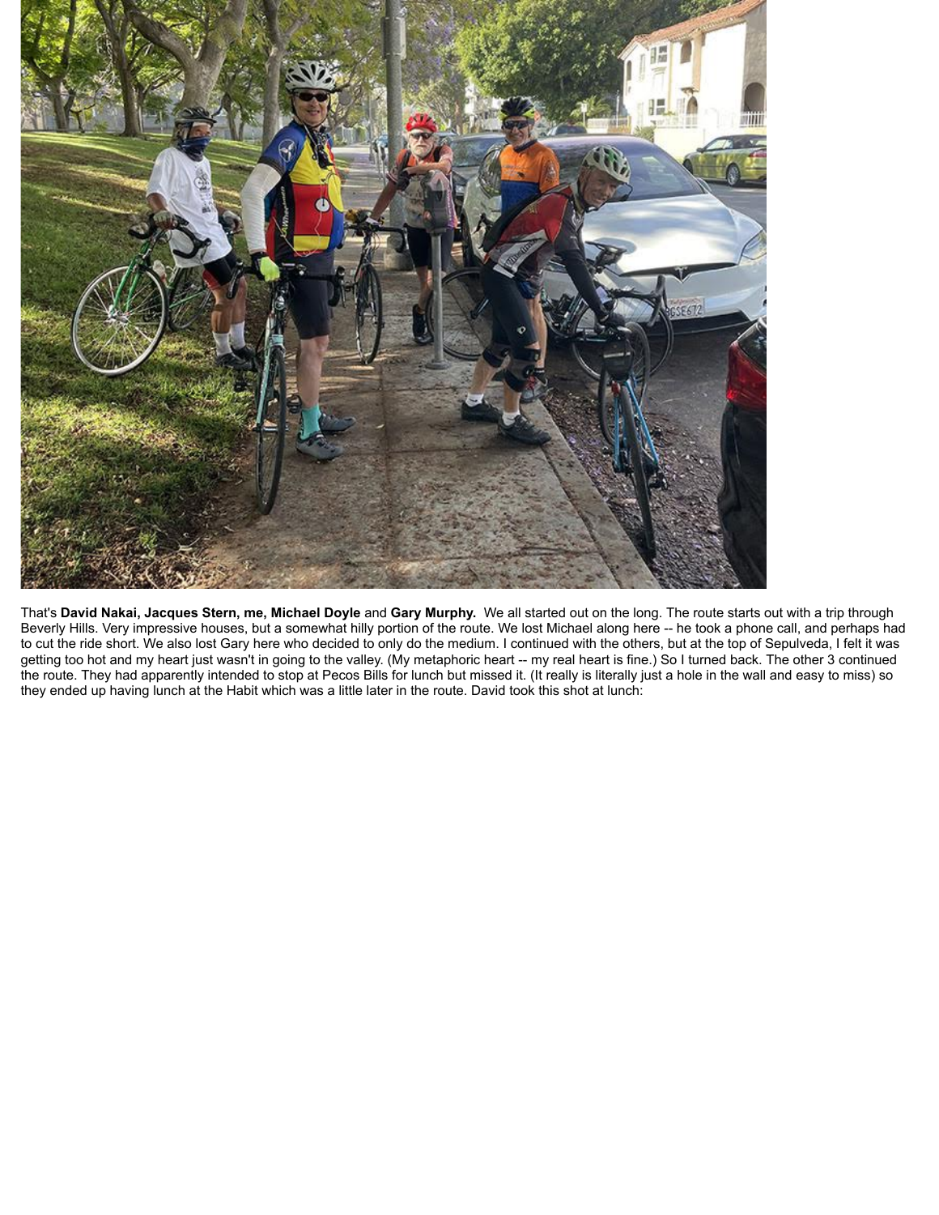That's **David Nakai, Jacques Stern, me, Michael Doyle** and **Gary Murphy.** We all started out on the long. The route starts out with a trip through Beverly Hills. Very impressive houses, but a somewhat hilly portion of the route. We lost Michael along here -- he took a phone call, and perhaps had to cut the ride short. We also lost Gary here who decided to only do the medium. I continued with the others, but at the top of Sepulveda, I felt it was getting too hot and my heart just wasn't in going to the valley. (My metaphoric heart -- my real heart is fine.) So I turned back. The other 3 continued the route. They had apparently intended to stop at Pecos Bills for lunch but missed it. (It really is literally just a hole in the wall and easy to miss) so they ended up having lunch at the Habit which was a little later in the route. David took this shot at lunch: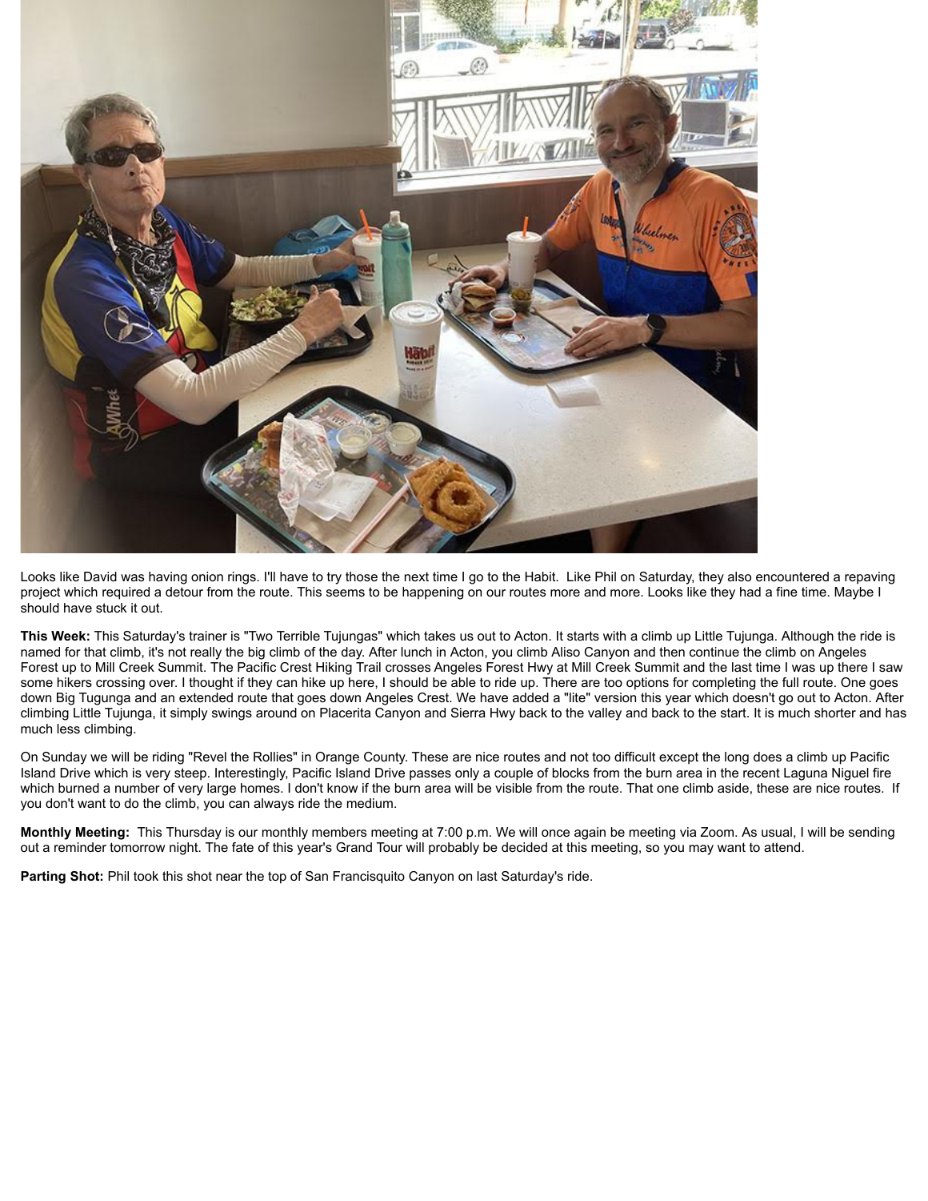Looks like David was having onion rings. I'll have to try those the next time I go to the Habit. Like Phil on Saturday, they also encountered a repaving project which required a detour from the route. This seems to be happening on our routes more and more. Looks like they had a fine time. Maybe I should have stuck it out.

**This Week:** This Saturday's trainer is "Two Terrible Tujungas" which takes us out to Acton. It starts with a climb up Little Tujunga. Although the ride is named for that climb, it's not really the big climb of the day. After lunch in Acton, you climb Aliso Canyon and then continue the climb on Angeles Forest up to Mill Creek Summit. The Pacific Crest Hiking Trail crosses Angeles Forest Hwy at Mill Creek Summit and the last time I was up there I saw some hikers crossing over. I thought if they can hike up here, I should be able to ride up. There are too options for completing the full route. One goes down Big Tugunga and an extended route that goes down Angeles Crest. We have added a "lite" version this year which doesn't go out to Acton. After climbing Little Tujunga, it simply swings around on Placerita Canyon and Sierra Hwy back to the valley and back to the start. It is much shorter and has much less climbing.

On Sunday we will be riding "Revel the Rollies" in Orange County. These are nice routes and not too difficult except the long does a climb up Pacific Island Drive which is very steep. Interestingly, Pacific Island Drive passes only a couple of blocks from the burn area in the recent Laguna Niguel fire which burned a number of very large homes. I don't know if the burn area will be visible from the route. That one climb aside, these are nice routes. If you don't want to do the climb, you can always ride the medium.

**Monthly Meeting:** This Thursday is our monthly members meeting at 7:00 p.m. We will once again be meeting via Zoom. As usual, I will be sending out a reminder tomorrow night. The fate of this year's Grand Tour will probably be decided at this meeting, so you may want to attend.

**Parting Shot:** Phil took this shot near the top of San Francisquito Canyon on last Saturday's ride.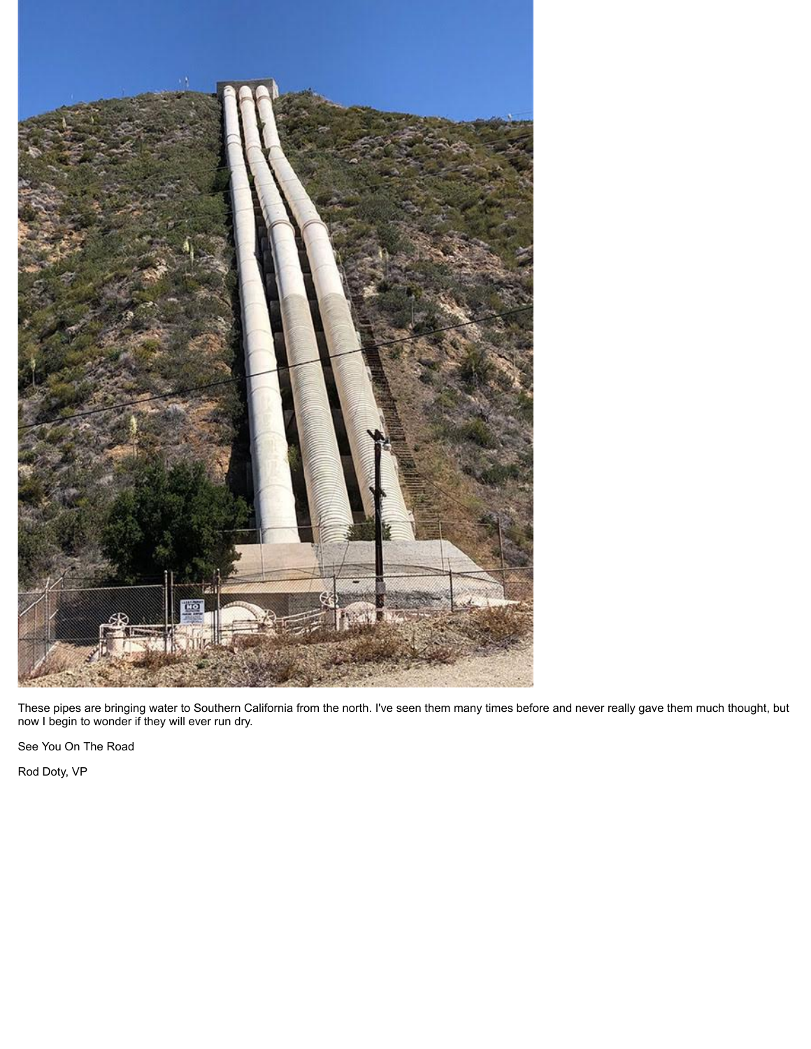These pipes are bringing water to Southern California from the north. I've seen them many times before and never really gave them much thought, but now I begin to wonder if they will ever run dry.

See You On The Road

Rod Doty, VP